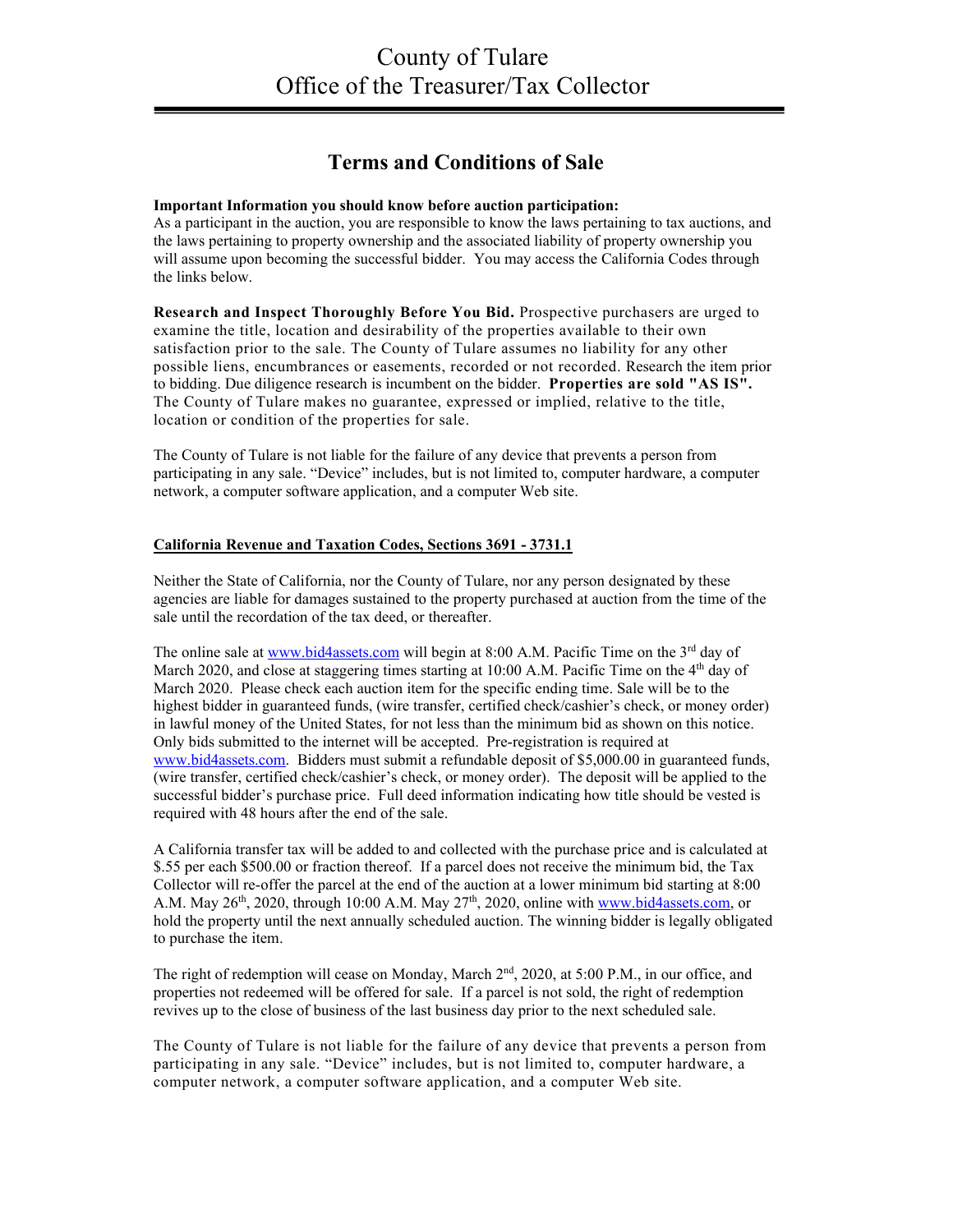# County of Tulare
# Office of the Treasurer/Tax Collector

## Terms and Conditions of Sale

**Important Information you should know before auction participation:**
As a participant in the auction, you are responsible to know the laws pertaining to tax auctions, and the laws pertaining to property ownership and the associated liability of property ownership you will assume upon becoming the successful bidder. You may access the California Codes through the links below.

**Research and Inspect Thoroughly Before You Bid.** Prospective purchasers are urged to examine the title, location and desirability of the properties available to their own satisfaction prior to the sale. The County of Tulare assumes no liability for any other possible liens, encumbrances or easements, recorded or not recorded. Research the item prior to bidding. Due diligence research is incumbent on the bidder. **Properties are sold "AS IS".** The County of Tulare makes no guarantee, expressed or implied, relative to the title, location or condition of the properties for sale.

The County of Tulare is not liable for the failure of any device that prevents a person from participating in any sale. "Device" includes, but is not limited to, computer hardware, a computer network, a computer software application, and a computer Web site.

**California Revenue and Taxation Codes, Sections 3691 - 3731.1**

Neither the State of California, nor the County of Tulare, nor any person designated by these agencies are liable for damages sustained to the property purchased at auction from the time of the sale until the recordation of the tax deed, or thereafter.

The online sale at www.bid4assets.com will begin at 8:00 A.M. Pacific Time on the 3rd day of March 2020, and close at staggering times starting at 10:00 A.M. Pacific Time on the 4th day of March 2020. Please check each auction item for the specific ending time. Sale will be to the highest bidder in guaranteed funds, (wire transfer, certified check/cashier's check, or money order) in lawful money of the United States, for not less than the minimum bid as shown on this notice. Only bids submitted to the internet will be accepted. Pre-registration is required at www.bid4assets.com. Bidders must submit a refundable deposit of $5,000.00 in guaranteed funds, (wire transfer, certified check/cashier's check, or money order). The deposit will be applied to the successful bidder's purchase price. Full deed information indicating how title should be vested is required with 48 hours after the end of the sale.

A California transfer tax will be added to and collected with the purchase price and is calculated at $.55 per each $500.00 or fraction thereof. If a parcel does not receive the minimum bid, the Tax Collector will re-offer the parcel at the end of the auction at a lower minimum bid starting at 8:00 A.M. May 26th, 2020, through 10:00 A.M. May 27th, 2020, online with www.bid4assets.com, or hold the property until the next annually scheduled auction. The winning bidder is legally obligated to purchase the item.

The right of redemption will cease on Monday, March 2nd, 2020, at 5:00 P.M., in our office, and properties not redeemed will be offered for sale. If a parcel is not sold, the right of redemption revives up to the close of business of the last business day prior to the next scheduled sale.

The County of Tulare is not liable for the failure of any device that prevents a person from participating in any sale. "Device" includes, but is not limited to, computer hardware, a computer network, a computer software application, and a computer Web site.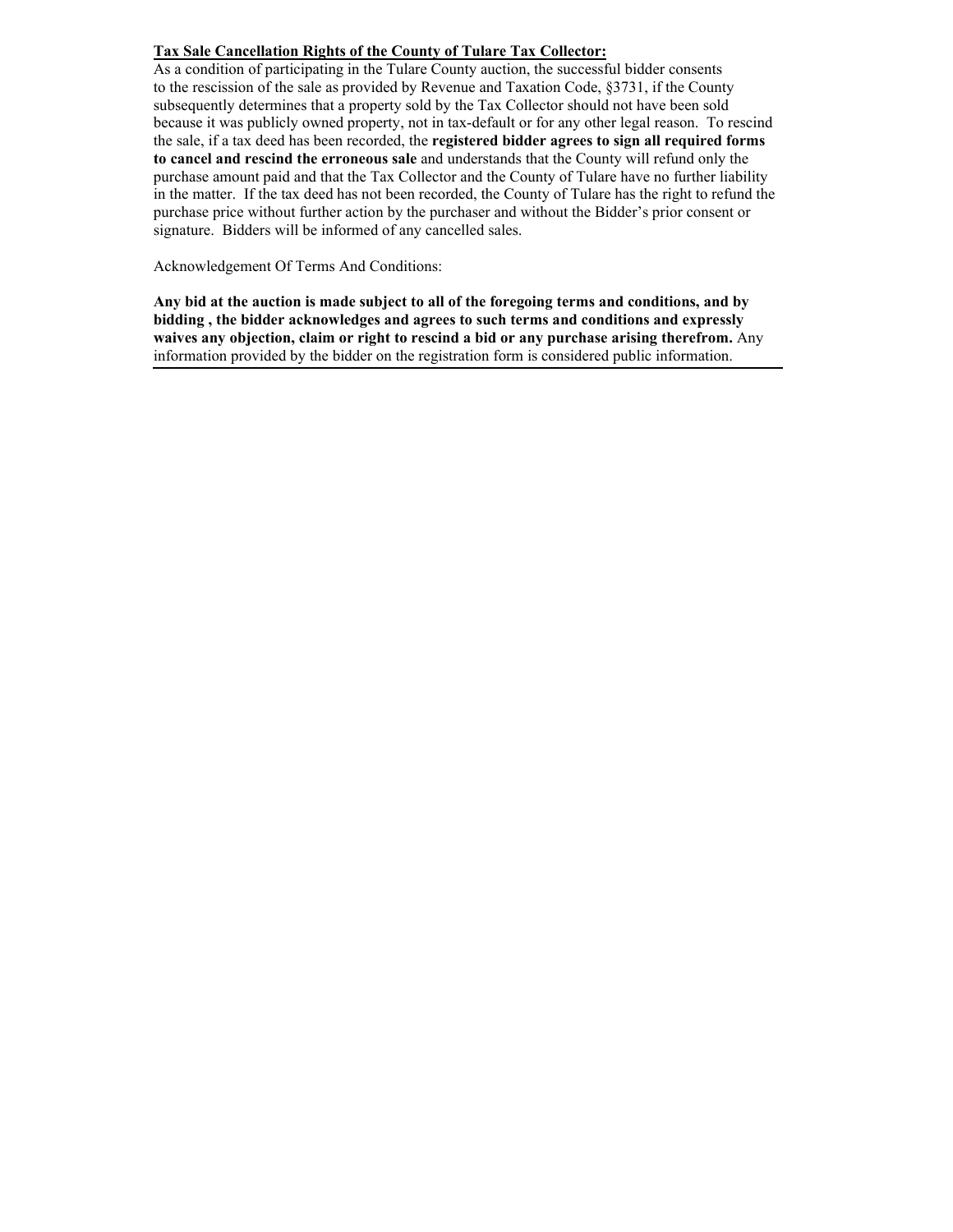**Tax Sale Cancellation Rights of the County of Tulare Tax Collector:**

As a condition of participating in the Tulare County auction, the successful bidder consents to the rescission of the sale as provided by Revenue and Taxation Code, §3731, if the County subsequently determines that a property sold by the Tax Collector should not have been sold because it was publicly owned property, not in tax-default or for any other legal reason. To rescind the sale, if a tax deed has been recorded, the **registered bidder agrees to sign all required forms to cancel and rescind the erroneous sale** and understands that the County will refund only the purchase amount paid and that the Tax Collector and the County of Tulare have no further liability in the matter. If the tax deed has not been recorded, the County of Tulare has the right to refund the purchase price without further action by the purchaser and without the Bidder's prior consent or signature. Bidders will be informed of any cancelled sales.

Acknowledgement Of Terms And Conditions:

**Any bid at the auction is made subject to all of the foregoing terms and conditions, and by bidding , the bidder acknowledges and agrees to such terms and conditions and expressly waives any objection, claim or right to rescind a bid or any purchase arising therefrom.** Any information provided by the bidder on the registration form is considered public information.